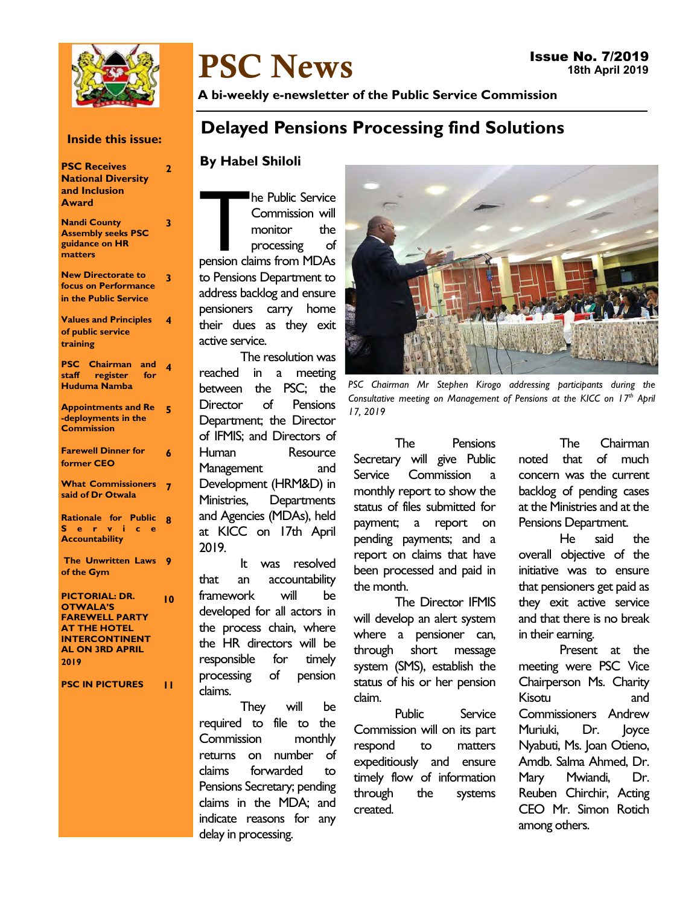# PSC News

**Issue No. 7/2019**
**18th April 2019**

**A bi-weekly e-newsletter of the Public Service Commission**

**Inside this issue:**

| | |
|---|---|
| **PSC Receives National Diversity and Inclusion Award** | 2 |
| **Nandi County Assembly seeks PSC guidance on HR matters** | 3 |
| **New Directorate to focus on Performance in the Public Service** | 3 |
| **Values and Principles of public service training** | 4 |
| **PSC Chairman and staff register for Huduma Namba** | 4 |
| **Appointments and Re-deployments in the Commission** | 5 |
| **Farewell Dinner for former CEO** | 6 |
| **What Commissioners said of Dr Otwala** | 7 |
| **Rationale for Public Service Accountability** | 8 |
| **The Unwritten Laws of the Gym** | 9 |
| **PICTORIAL: DR. OTWALA'S FAREWELL PARTY AT THE HOTEL INTERCONTINENTAL ON 3RD APRIL 2019** | 10 |
| **PSC IN PICTURES** | 11 |

## Delayed Pensions Processing find Solutions

**By Habel Shiloli**

The Public Service Commission will monitor the processing of pension claims from MDAs to Pensions Department to address backlog and ensure pensioners carry home their dues as they exit active service.

The resolution was reached in a meeting between the PSC; the Director of Pensions Department; the Director of IFMIS; and Directors of Human Resource Management and Development (HRM&D) in Ministries, Departments and Agencies (MDAs), held at KICC on 17th April 2019.

It was resolved that an accountability framework will be developed for all actors in the process chain, where the HR directors will be responsible for timely processing of pension claims.

They will be required to file to the Commission monthly returns on number of claims forwarded to Pensions Secretary; pending claims in the MDA; and indicate reasons for any delay in processing.

*PSC Chairman Mr Stephen Kirogo addressing participants during the Consultative meeting on Management of Pensions at the KICC on 17th April 17, 2019*

The Pensions Secretary will give Public Service Commission a monthly report to show the status of files submitted for payment; a report on pending payments; and a report on claims that have been processed and paid in the month.

The Director IFMIS will develop an alert system where a pensioner can, through short message system (SMS), establish the status of his or her pension claim.

Public Service Commission will on its part respond to matters expeditiously and ensure timely flow of information through the systems created.

The Chairman noted that of much concern was the current backlog of pending cases at the Ministries and at the Pensions Department.

He said the overall objective of the initiative was to ensure that pensioners get paid as they exit active service and that there is no break in their earning.

Present at the meeting were PSC Vice Chairperson Ms. Charity Kisotu and Commissioners Andrew Muriuki, Dr. Joyce Nyabuti, Ms. Joan Otieno, Amdb. Salma Ahmed, Dr. Mary Mwiandi, Dr. Reuben Chirchir, Acting CEO Mr. Simon Rotich among others.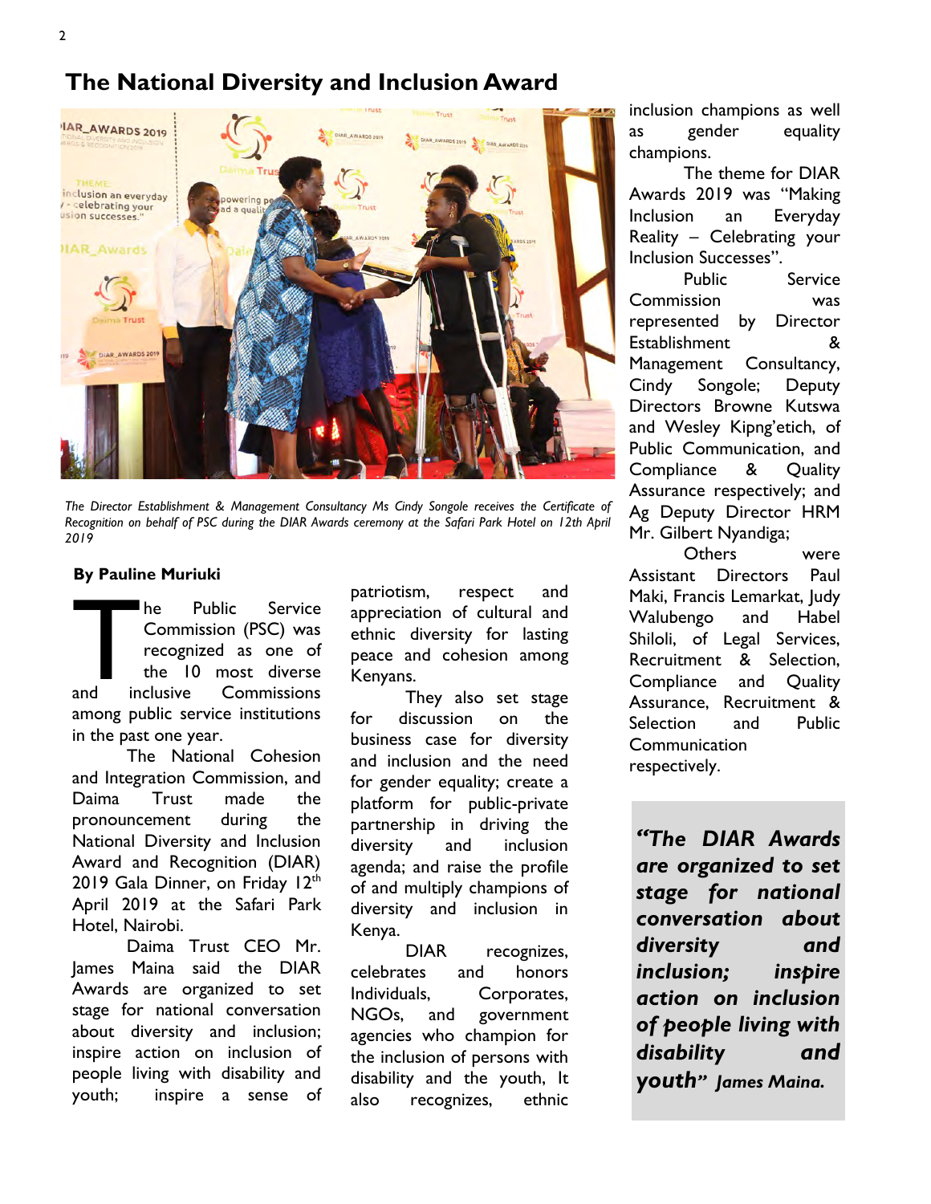# The National Diversity and Inclusion Award

*The Director Establishment & Management Consultancy Ms Cindy Songole receives the Certificate of Recognition on behalf of PSC during the DIAR Awards ceremony at the Safari Park Hotel on 12th April 2019*

**By Pauline Muriuki**

The Public Service Commission (PSC) was recognized as one of the 10 most diverse and inclusive Commissions among public service institutions in the past one year.

The National Cohesion and Integration Commission, and Daima Trust made the pronouncement during the National Diversity and Inclusion Award and Recognition (DIAR) 2019 Gala Dinner, on Friday 12th April 2019 at the Safari Park Hotel, Nairobi.

Daima Trust CEO Mr. James Maina said the DIAR Awards are organized to set stage for national conversation about diversity and inclusion; inspire action on inclusion of people living with disability and youth; inspire a sense of patriotism, respect and appreciation of cultural and ethnic diversity for lasting peace and cohesion among Kenyans.

They also set stage for discussion on the business case for diversity and inclusion and the need for gender equality; create a platform for public-private partnership in driving the diversity and inclusion agenda; and raise the profile of and multiply champions of diversity and inclusion in Kenya.

DIAR recognizes, celebrates and honors Individuals, Corporates, NGOs, and government agencies who champion for the inclusion of persons with disability and the youth, It also recognizes, ethnic inclusion champions as well as gender equality champions.

The theme for DIAR Awards 2019 was "Making Inclusion an Everyday Reality – Celebrating your Inclusion Successes".

Public Service Commission was represented by Director Establishment & Management Consultancy, Cindy Songole; Deputy Directors Browne Kutswa and Wesley Kipng'etich, of Public Communication, and Compliance & Quality Assurance respectively; and Ag Deputy Director HRM Mr. Gilbert Nyandiga;

Others were Assistant Directors Paul Maki, Francis Lemarkat, Judy Walubengo and Habel Shiloli, of Legal Services, Recruitment & Selection, Compliance and Quality Assurance, Recruitment & Selection and Public Communication respectively.

> ***"The DIAR Awards are organized to set stage for national conversation about diversity and inclusion; inspire action on inclusion of people living with disability and youth" James Maina.***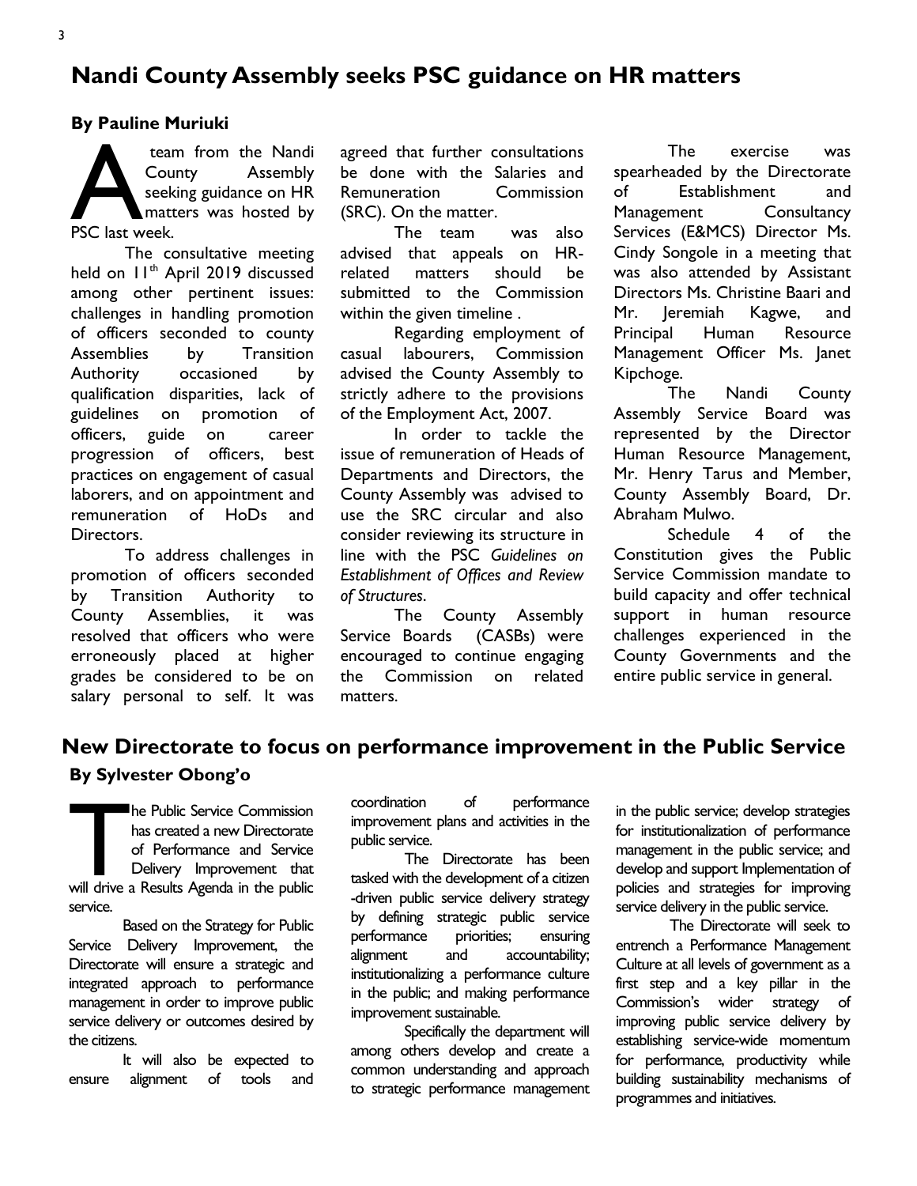## Nandi County Assembly seeks PSC guidance on HR matters

**By Pauline Muriuki**

A team from the Nandi County Assembly seeking guidance on HR matters was hosted by PSC last week.

The consultative meeting held on 11th April 2019 discussed among other pertinent issues: challenges in handling promotion of officers seconded to county Assemblies by Transition Authority occasioned by qualification disparities, lack of guidelines on promotion of officers, guide on career progression of officers, best practices on engagement of casual laborers, and on appointment and remuneration of HoDs and Directors.

To address challenges in promotion of officers seconded by Transition Authority to County Assemblies, it was resolved that officers who were erroneously placed at higher grades be considered to be on salary personal to self. It was agreed that further consultations be done with the Salaries and Remuneration Commission (SRC). On the matter.

The team was also advised that appeals on HR-related matters should be submitted to the Commission within the given timeline .

Regarding employment of casual labourers, Commission advised the County Assembly to strictly adhere to the provisions of the Employment Act, 2007.

In order to tackle the issue of remuneration of Heads of Departments and Directors, the County Assembly was advised to use the SRC circular and also consider reviewing its structure in line with the PSC *Guidelines on Establishment of Offices and Review of Structures*.

The County Assembly Service Boards (CASBs) were encouraged to continue engaging the Commission on related matters.

The exercise was spearheaded by the Directorate of Establishment and Management Consultancy Services (E&MCS) Director Ms. Cindy Songole in a meeting that was also attended by Assistant Directors Ms. Christine Baari and Mr. Jeremiah Kagwe, and Principal Human Resource Management Officer Ms. Janet Kipchoge.

The Nandi County Assembly Service Board was represented by the Director Human Resource Management, Mr. Henry Tarus and Member, County Assembly Board, Dr. Abraham Mulwo.

Schedule 4 of the Constitution gives the Public Service Commission mandate to build capacity and offer technical support in human resource challenges experienced in the County Governments and the entire public service in general.

## New Directorate to focus on performance improvement in the Public Service

**By Sylvester Obong'o**

The Public Service Commission has created a new Directorate of Performance and Service Delivery Improvement that will drive a Results Agenda in the public service.

Based on the Strategy for Public Service Delivery Improvement, the Directorate will ensure a strategic and integrated approach to performance management in order to improve public service delivery or outcomes desired by the citizens.

It will also be expected to ensure alignment of tools and coordination of performance improvement plans and activities in the public service.

The Directorate has been tasked with the development of a citizen -driven public service delivery strategy by defining strategic public service performance priorities; ensuring alignment and accountability; institutionalizing a performance culture in the public; and making performance improvement sustainable.

Specifically the department will among others develop and create a common understanding and approach to strategic performance management in the public service; develop strategies for institutionalization of performance management in the public service; and develop and support Implementation of policies and strategies for improving service delivery in the public service.

The Directorate will seek to entrench a Performance Management Culture at all levels of government as a first step and a key pillar in the Commission's wider strategy of improving public service delivery by establishing service-wide momentum for performance, productivity while building sustainability mechanisms of programmes and initiatives.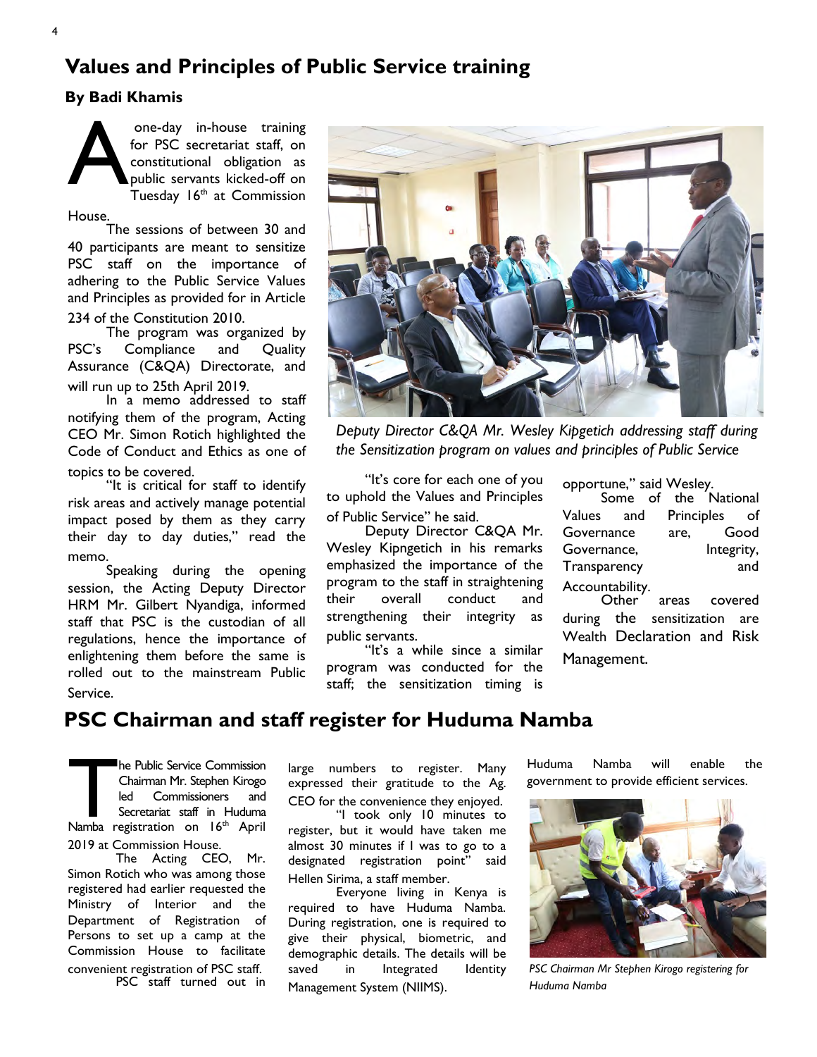## Values and Principles of Public Service training

**By Badi Khamis**

A one-day in-house training for PSC secretariat staff, on constitutional obligation as public servants kicked-off on Tuesday 16th at Commission House.

The sessions of between 30 and 40 participants are meant to sensitize PSC staff on the importance of adhering to the Public Service Values and Principles as provided for in Article 234 of the Constitution 2010.

The program was organized by PSC's Compliance and Quality Assurance (C&QA) Directorate, and will run up to 25th April 2019.

In a memo addressed to staff notifying them of the program, Acting CEO Mr. Simon Rotich highlighted the Code of Conduct and Ethics as one of topics to be covered.

"It is critical for staff to identify risk areas and actively manage potential impact posed by them as they carry their day to day duties," read the memo.

Speaking during the opening session, the Acting Deputy Director HRM Mr. Gilbert Nyandiga, informed staff that PSC is the custodian of all regulations, hence the importance of enlightening them before the same is rolled out to the mainstream Public Service.

*Deputy Director C&QA Mr. Wesley Kipgetich addressing staff during the Sensitization program on values and principles of Public Service*

"It's core for each one of you to uphold the Values and Principles of Public Service" he said.

Deputy Director C&QA Mr. Wesley Kipngetich in his remarks emphasized the importance of the program to the staff in straightening their overall conduct and strengthening their integrity as public servants.

"It's a while since a similar program was conducted for the staff; the sensitization timing is opportune," said Wesley.

Some of the National Values and Principles of Governance are, Good Governance, Integrity, Transparency and Accountability.

Other areas covered during the sensitization are Wealth Declaration and Risk Management.

## PSC Chairman and staff register for Huduma Namba

The Public Service Commission Chairman Mr. Stephen Kirogo led Commissioners and Secretariat staff in Huduma Namba registration on 16th April 2019 at Commission House.

The Acting CEO, Mr. Simon Rotich who was among those registered had earlier requested the Ministry of Interior and the Department of Registration of Persons to set up a camp at the Commission House to facilitate convenient registration of PSC staff.

PSC staff turned out in large numbers to register. Many expressed their gratitude to the Ag. CEO for the convenience they enjoyed.

"I took only 10 minutes to register, but it would have taken me almost 30 minutes if I was to go to a designated registration point" said Hellen Sirima, a staff member.

Everyone living in Kenya is required to have Huduma Namba. During registration, one is required to give their physical, biometric, and demographic details. The details will be saved in Integrated Identity Management System (NIIMS).

Huduma Namba will enable the government to provide efficient services.

*PSC Chairman Mr Stephen Kirogo registering for Huduma Namba*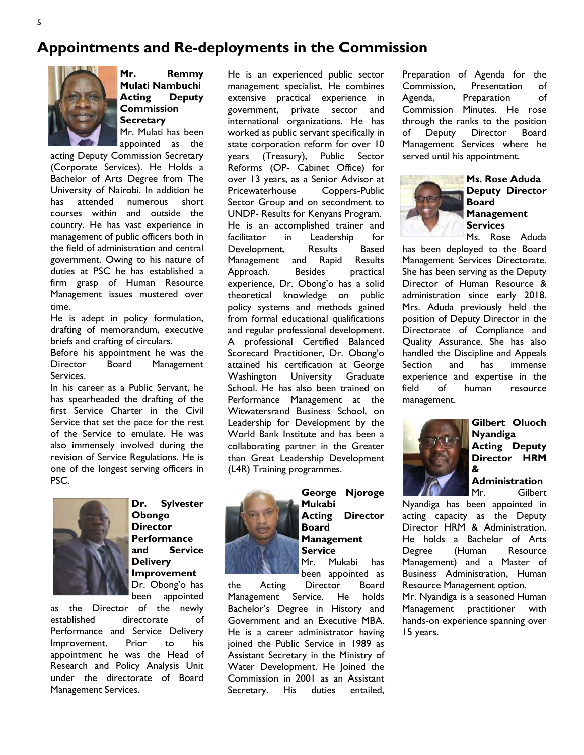# Appointments and Re-deployments in the Commission

**Mr. Remmy Mulati Nambuchi**
**Acting Deputy Commission Secretary**

Mr. Mulati has been appointed as the acting Deputy Commission Secretary (Corporate Services). He Holds a Bachelor of Arts Degree from The University of Nairobi. In addition he has attended numerous short courses within and outside the country. He has vast experience in management of public officers both in the field of administration and central government. Owing to his nature of duties at PSC he has established a firm grasp of Human Resource Management issues mustered over time.

He is adept in policy formulation, drafting of memorandum, executive briefs and crafting of circulars.

Before his appointment he was the Director Board Management Services.

In his career as a Public Servant, he has spearheaded the drafting of the first Service Charter in the Civil Service that set the pace for the rest of the Service to emulate. He was also immensely involved during the revision of Service Regulations. He is one of the longest serving officers in PSC.

**Dr. Sylvester Obongo**
**Director Performance and Service Delivery Improvement**

Dr. Obong'o has been appointed as the Director of the newly established directorate of Performance and Service Delivery Improvement. Prior to his appointment he was the Head of Research and Policy Analysis Unit under the directorate of Board Management Services.

He is an experienced public sector management specialist. He combines extensive practical experience in government, private sector and international organizations. He has worked as public servant specifically in state corporation reform for over 10 years (Treasury), Public Sector Reforms (OP- Cabinet Office) for over 13 years, as a Senior Advisor at Pricewaterhouse Coppers-Public Sector Group and on secondment to UNDP- Results for Kenyans Program. He is an accomplished trainer and facilitator in Leadership for Development, Results Based Management and Rapid Results Approach. Besides practical experience, Dr. Obong'o has a solid theoretical knowledge on public policy systems and methods gained from formal educational qualifications and regular professional development. A professional Certified Balanced Scorecard Practitioner, Dr. Obong'o attained his certification at George Washington University Graduate School. He has also been trained on Performance Management at the Witwatersrand Business School, on Leadership for Development by the World Bank Institute and has been a collaborating partner in the Greater than Great Leadership Development (L4R) Training programmes.

**George Njoroge Mukabi**
**Acting Director Board Management Service**

Mr. Mukabi has been appointed as the Acting Director Board Management Service. He holds Bachelor's Degree in History and Government and an Executive MBA. He is a career administrator having joined the Public Service in 1989 as Assistant Secretary in the Ministry of Water Development. He Joined the Commission in 2001 as an Assistant Secretary. His duties entailed, Preparation of Agenda for the Commission, Presentation of Agenda, Preparation of Commission Minutes. He rose through the ranks to the position of Deputy Director Board Management Services where he served until his appointment.

**Ms. Rose Aduda**
**Deputy Director Board Management Services**

Ms. Rose Aduda has been deployed to the Board Management Services Directorate. She has been serving as the Deputy Director of Human Resource & administration since early 2018. Mrs. Aduda previously held the position of Deputy Director in the Directorate of Compliance and Quality Assurance. She has also handled the Discipline and Appeals Section and has immense experience and expertise in the field of human resource management.

**Gilbert Oluoch Nyandiga**
**Acting Deputy Director HRM & Administration**

Mr. Gilbert Nyandiga has been appointed in acting capacity as the Deputy Director HRM & Administration. He holds a Bachelor of Arts Degree (Human Resource Management) and a Master of Business Administration, Human Resource Management option.

Mr. Nyandiga is a seasoned Human Management practitioner with hands-on experience spanning over 15 years.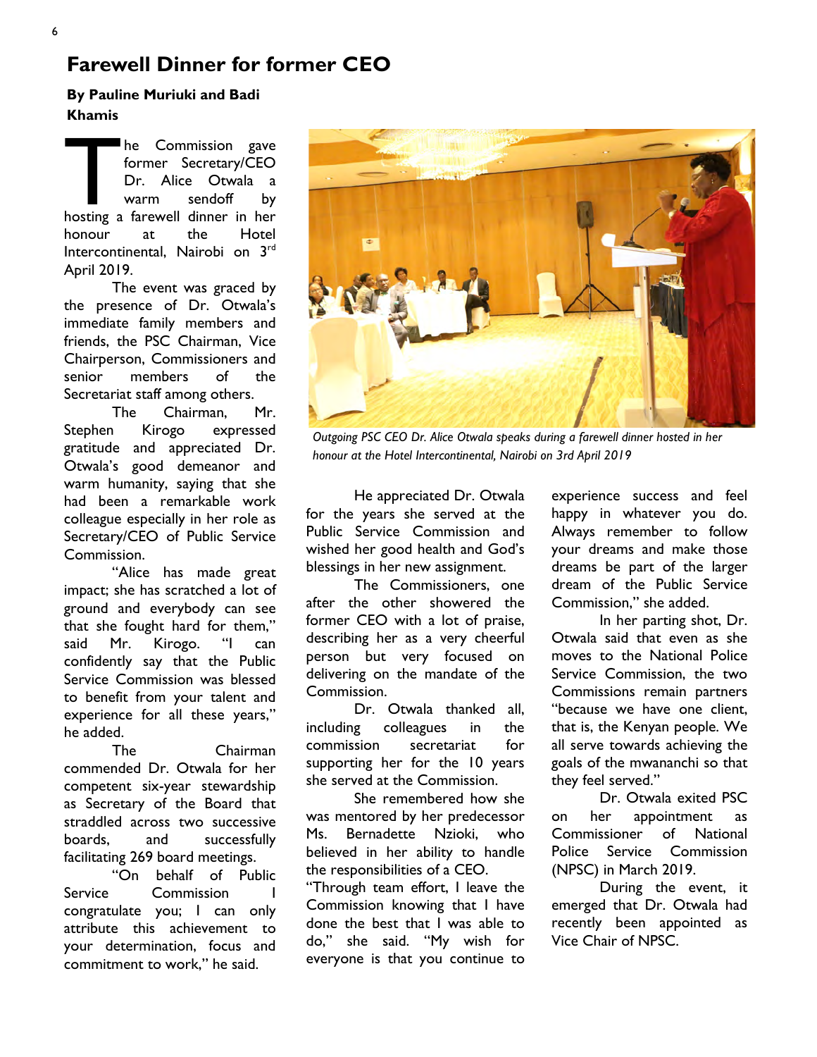# Farewell Dinner for former CEO

**By Pauline Muriuki and Badi Khamis**

The Commission gave former Secretary/CEO Dr. Alice Otwala a warm sendoff by hosting a farewell dinner in her honour at the Hotel Intercontinental, Nairobi on 3rd April 2019.

The event was graced by the presence of Dr. Otwala's immediate family members and friends, the PSC Chairman, Vice Chairperson, Commissioners and senior members of the Secretariat staff among others.

The Chairman, Mr. Stephen Kirogo expressed gratitude and appreciated Dr. Otwala's good demeanor and warm humanity, saying that she had been a remarkable work colleague especially in her role as Secretary/CEO of Public Service Commission.

"Alice has made great impact; she has scratched a lot of ground and everybody can see that she fought hard for them," said Mr. Kirogo. "I can confidently say that the Public Service Commission was blessed to benefit from your talent and experience for all these years," he added.

The Chairman commended Dr. Otwala for her competent six-year stewardship as Secretary of the Board that straddled across two successive boards, and successfully facilitating 269 board meetings.

"On behalf of Public Service Commission I congratulate you; I can only attribute this achievement to your determination, focus and commitment to work," he said.

*Outgoing PSC CEO Dr. Alice Otwala speaks during a farewell dinner hosted in her honour at the Hotel Intercontinental, Nairobi on 3rd April 2019*

He appreciated Dr. Otwala for the years she served at the Public Service Commission and wished her good health and God's blessings in her new assignment.

The Commissioners, one after the other showered the former CEO with a lot of praise, describing her as a very cheerful person but very focused on delivering on the mandate of the Commission.

Dr. Otwala thanked all, including colleagues in the commission secretariat for supporting her for the 10 years she served at the Commission.

She remembered how she was mentored by her predecessor Ms. Bernadette Nzioki, who believed in her ability to handle the responsibilities of a CEO.

"Through team effort, I leave the Commission knowing that I have done the best that I was able to do," she said. "My wish for everyone is that you continue to experience success and feel happy in whatever you do. Always remember to follow your dreams and make those dreams be part of the larger dream of the Public Service Commission," she added.

In her parting shot, Dr. Otwala said that even as she moves to the National Police Service Commission, the two Commissions remain partners "because we have one client, that is, the Kenyan people. We all serve towards achieving the goals of the mwananchi so that they feel served."

Dr. Otwala exited PSC on her appointment as Commissioner of National Police Service Commission (NPSC) in March 2019.

During the event, it emerged that Dr. Otwala had recently been appointed as Vice Chair of NPSC.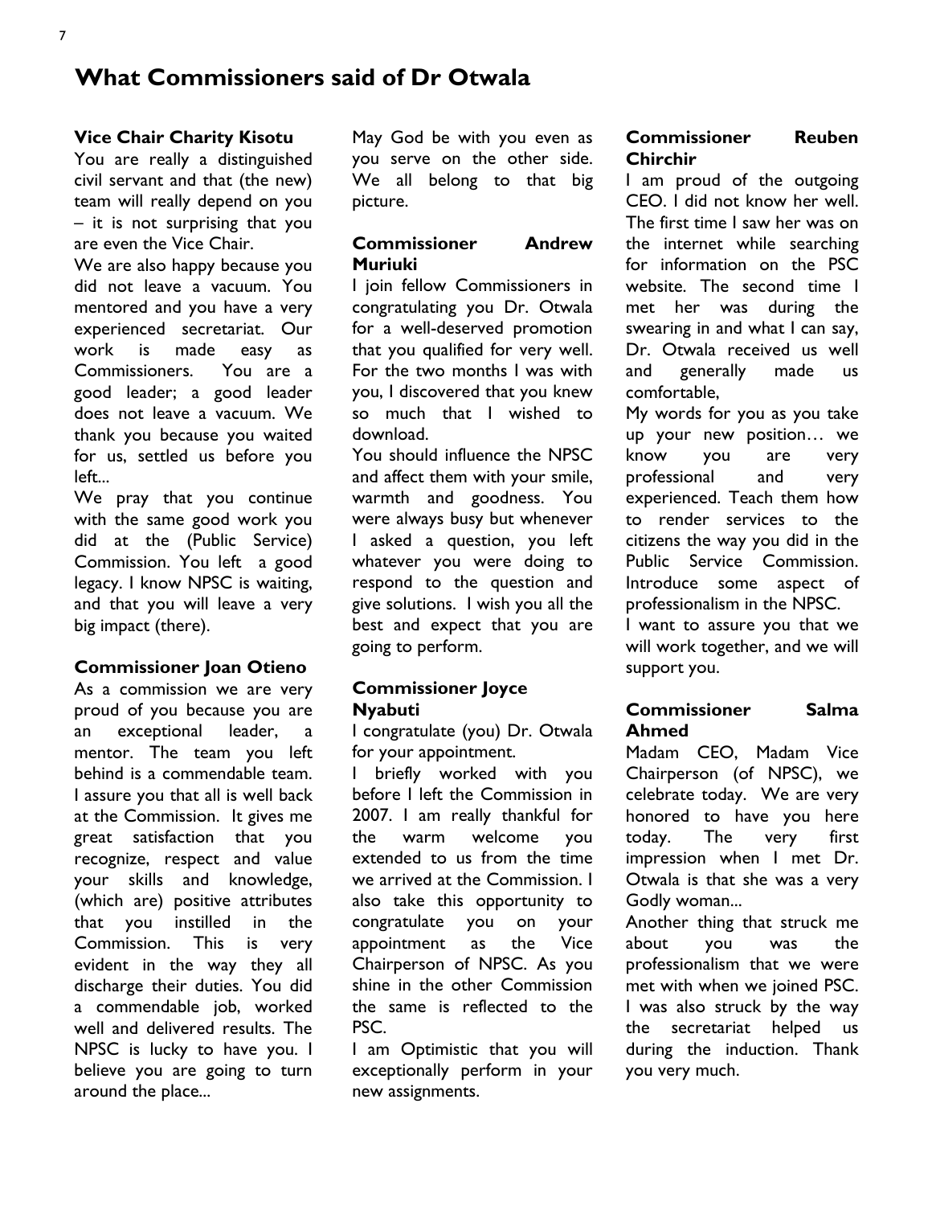# What Commissioners said of Dr Otwala

### Vice Chair Charity Kisotu

You are really a distinguished civil servant and that (the new) team will really depend on you – it is not surprising that you are even the Vice Chair.

We are also happy because you did not leave a vacuum. You mentored and you have a very experienced secretariat. Our work is made easy as Commissioners. You are a good leader; a good leader does not leave a vacuum. We thank you because you waited for us, settled us before you left...

We pray that you continue with the same good work you did at the (Public Service) Commission. You left a good legacy. I know NPSC is waiting, and that you will leave a very big impact (there).

### Commissioner Joan Otieno

As a commission we are very proud of you because you are an exceptional leader, a mentor. The team you left behind is a commendable team. I assure you that all is well back at the Commission. It gives me great satisfaction that you recognize, respect and value your skills and knowledge, (which are) positive attributes that you instilled in the Commission. This is very evident in the way they all discharge their duties. You did a commendable job, worked well and delivered results. The NPSC is lucky to have you. I believe you are going to turn around the place...

May God be with you even as you serve on the other side. We all belong to that big picture.

### Commissioner Andrew Muriuki

I join fellow Commissioners in congratulating you Dr. Otwala for a well-deserved promotion that you qualified for very well. For the two months I was with you, I discovered that you knew so much that I wished to download.

You should influence the NPSC and affect them with your smile, warmth and goodness. You were always busy but whenever I asked a question, you left whatever you were doing to respond to the question and give solutions. I wish you all the best and expect that you are going to perform.

### Commissioner Joyce Nyabuti

I congratulate (you) Dr. Otwala for your appointment.

I briefly worked with you before I left the Commission in 2007. I am really thankful for the warm welcome you extended to us from the time we arrived at the Commission. I also take this opportunity to congratulate you on your appointment as the Vice Chairperson of NPSC. As you shine in the other Commission the same is reflected to the PSC.

I am Optimistic that you will exceptionally perform in your new assignments.

### Commissioner Reuben Chirchir

I am proud of the outgoing CEO. I did not know her well. The first time I saw her was on the internet while searching for information on the PSC website. The second time I met her was during the swearing in and what I can say, Dr. Otwala received us well and generally made us comfortable,

My words for you as you take up your new position… we know you are very professional and very experienced. Teach them how to render services to the citizens the way you did in the Public Service Commission. Introduce some aspect of professionalism in the NPSC.

I want to assure you that we will work together, and we will support you.

### Commissioner Salma Ahmed

Madam CEO, Madam Vice Chairperson (of NPSC), we celebrate today. We are very honored to have you here today. The very first impression when I met Dr. Otwala is that she was a very Godly woman...

Another thing that struck me about you was the professionalism that we were met with when we joined PSC. I was also struck by the way the secretariat helped us during the induction. Thank you very much.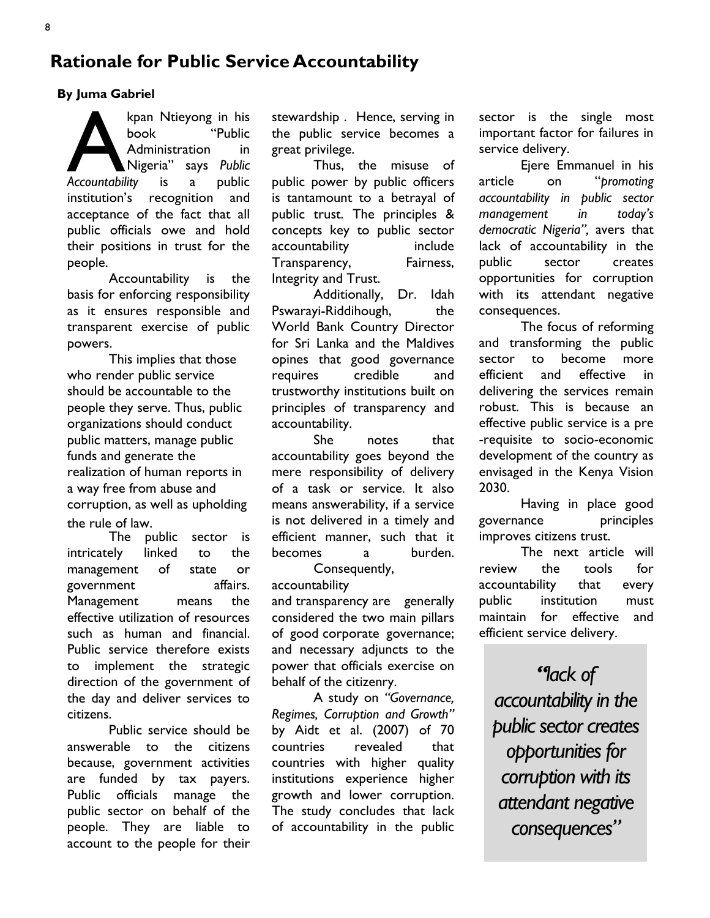## Rationale for Public Service Accountability

**By Juma Gabriel**

Akpan Ntieyong in his book "Public Administration in Nigeria" says *Public Accountability* is a public institution's recognition and acceptance of the fact that all public officials owe and hold their positions in trust for the people.

Accountability is the basis for enforcing responsibility as it ensures responsible and transparent exercise of public powers.

This implies that those who render public service should be accountable to the people they serve. Thus, public organizations should conduct public matters, manage public funds and generate the realization of human reports in a way free from abuse and corruption, as well as upholding the rule of law.

The public sector is intricately linked to the management of state or government affairs. Management means the effective utilization of resources such as human and financial. Public service therefore exists to implement the strategic direction of the government of the day and deliver services to citizens.

Public service should be answerable to the citizens because, government activities are funded by tax payers. Public officials manage the public sector on behalf of the people. They are liable to account to the people for their stewardship . Hence, serving in the public service becomes a great privilege.

Thus, the misuse of public power by public officers is tantamount to a betrayal of public trust. The principles & concepts key to public sector accountability include Transparency, Fairness, Integrity and Trust.

Additionally, Dr. Idah Pswarayi-Riddihough, the World Bank Country Director for Sri Lanka and the Maldives opines that good governance requires credible and trustworthy institutions built on principles of transparency and accountability.

She notes that accountability goes beyond the mere responsibility of delivery of a task or service. It also means answerability, if a service is not delivered in a timely and efficient manner, such that it becomes a burden.

Consequently, accountability and transparency are generally considered the two main pillars of good corporate governance; and necessary adjuncts to the power that officials exercise on behalf of the citizenry.

A study on *"Governance, Regimes, Corruption and Growth"* by Aidt et al. (2007) of 70 countries revealed that countries with higher quality institutions experience higher growth and lower corruption. The study concludes that lack of accountability in the public sector is the single most important factor for failures in service delivery.

Ejere Emmanuel in his article on "*promoting accountability in public sector management in today's democratic Nigeria",* avers that lack of accountability in the public sector creates opportunities for corruption with its attendant negative consequences.

The focus of reforming and transforming the public sector to become more efficient and effective in delivering the services remain robust. This is because an effective public service is a pre-requisite to socio-economic development of the country as envisaged in the Kenya Vision 2030.

Having in place good governance principles improves citizens trust.

The next article will review the tools for accountability that every public institution must maintain for effective and efficient service delivery.

> *"lack of accountability in the public sector creates opportunities for corruption with its attendant negative consequences"*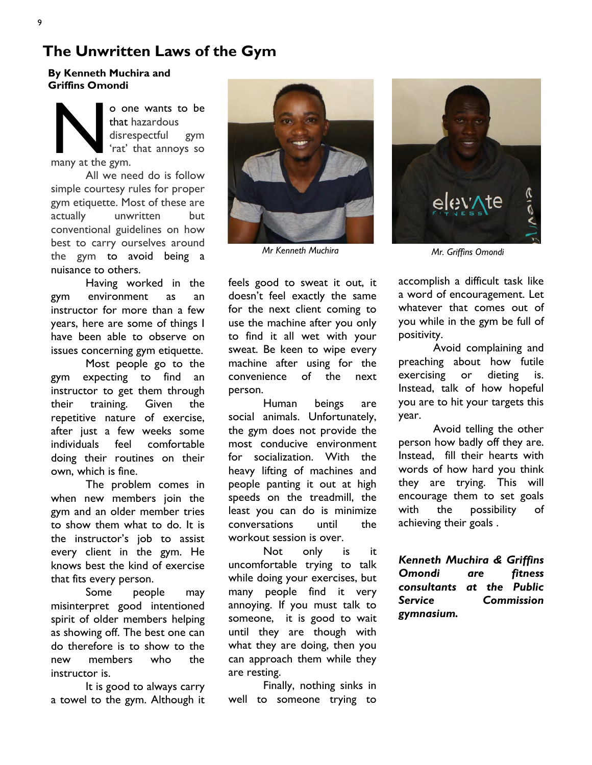# The Unwritten Laws of the Gym

**By Kenneth Muchira and Griffins Omondi**

No one wants to be that hazardous disrespectful gym 'rat' that annoys so many at the gym.

All we need do is follow simple courtesy rules for proper gym etiquette. Most of these are actually unwritten but conventional guidelines on how best to carry ourselves around the gym to avoid being a nuisance to others.

Having worked in the gym environment as an instructor for more than a few years, here are some of things I have been able to observe on issues concerning gym etiquette.

Most people go to the gym expecting to find an instructor to get them through their training. Given the repetitive nature of exercise, after just a few weeks some individuals feel comfortable doing their routines on their own, which is fine.

The problem comes in when new members join the gym and an older member tries to show them what to do. It is the instructor's job to assist every client in the gym. He knows best the kind of exercise that fits every person.

Some people may misinterpret good intentioned spirit of older members helping as showing off. The best one can do therefore is to show to the new members who the instructor is.

It is good to always carry a towel to the gym. Although it feels good to sweat it out, it doesn't feel exactly the same for the next client coming to use the machine after you only to find it all wet with your sweat. Be keen to wipe every machine after using for the convenience of the next person.

*Mr Kenneth Muchira*

*Mr. Griffins Omondi*

Human beings are social animals. Unfortunately, the gym does not provide the most conducive environment for socialization. With the heavy lifting of machines and people panting it out at high speeds on the treadmill, the least you can do is minimize conversations until the workout session is over.

Not only is it uncomfortable trying to talk while doing your exercises, but many people find it very annoying. If you must talk to someone, it is good to wait until they are though with what they are doing, then you can approach them while they are resting.

Finally, nothing sinks in well to someone trying to accomplish a difficult task like a word of encouragement. Let whatever that comes out of you while in the gym be full of positivity.

Avoid complaining and preaching about how futile exercising or dieting is. Instead, talk of how hopeful you are to hit your targets this year.

Avoid telling the other person how badly off they are. Instead, fill their hearts with words of how hard you think they are trying. This will encourage them to set goals with the possibility of achieving their goals .

***Kenneth Muchira & Griffins Omondi are fitness consultants at the Public Service Commission gymnasium.***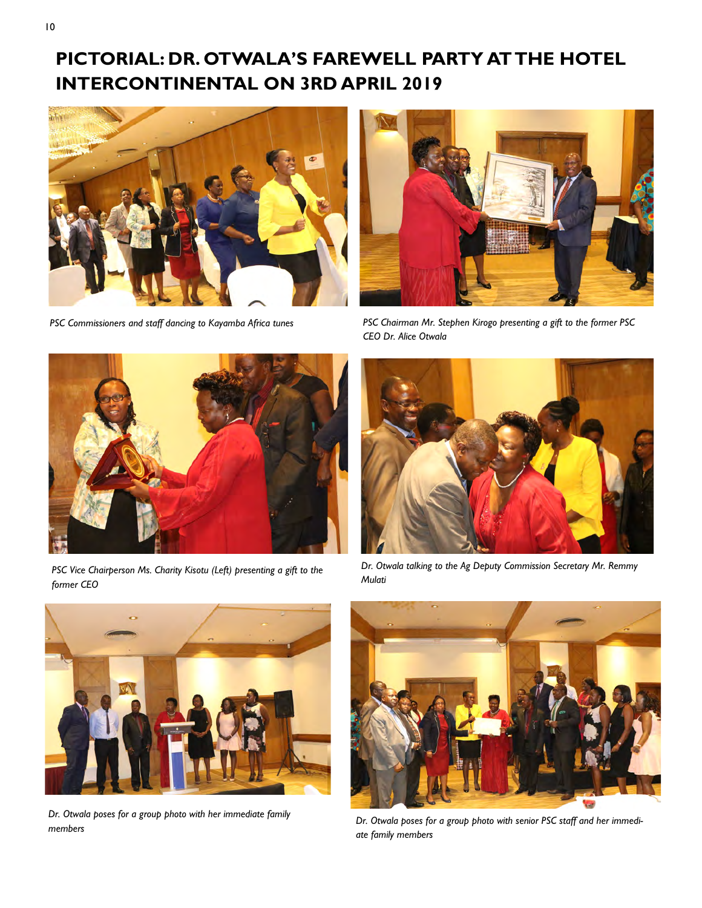# PICTORIAL: DR. OTWALA'S FAREWELL PARTY AT THE HOTEL INTERCONTINENTAL ON 3RD APRIL 2019

*PSC Commissioners and staff dancing to Kayamba Africa tunes*

*PSC Chairman Mr. Stephen Kirogo presenting a gift to the former PSC CEO Dr. Alice Otwala*

*PSC Vice Chairperson Ms. Charity Kisotu (Left) presenting a gift to the former CEO*

*Dr. Otwala talking to the Ag Deputy Commission Secretary Mr. Remmy Mulati*

*Dr. Otwala poses for a group photo with her immediate family members*

*Dr. Otwala poses for a group photo with senior PSC staff and her immediate family members*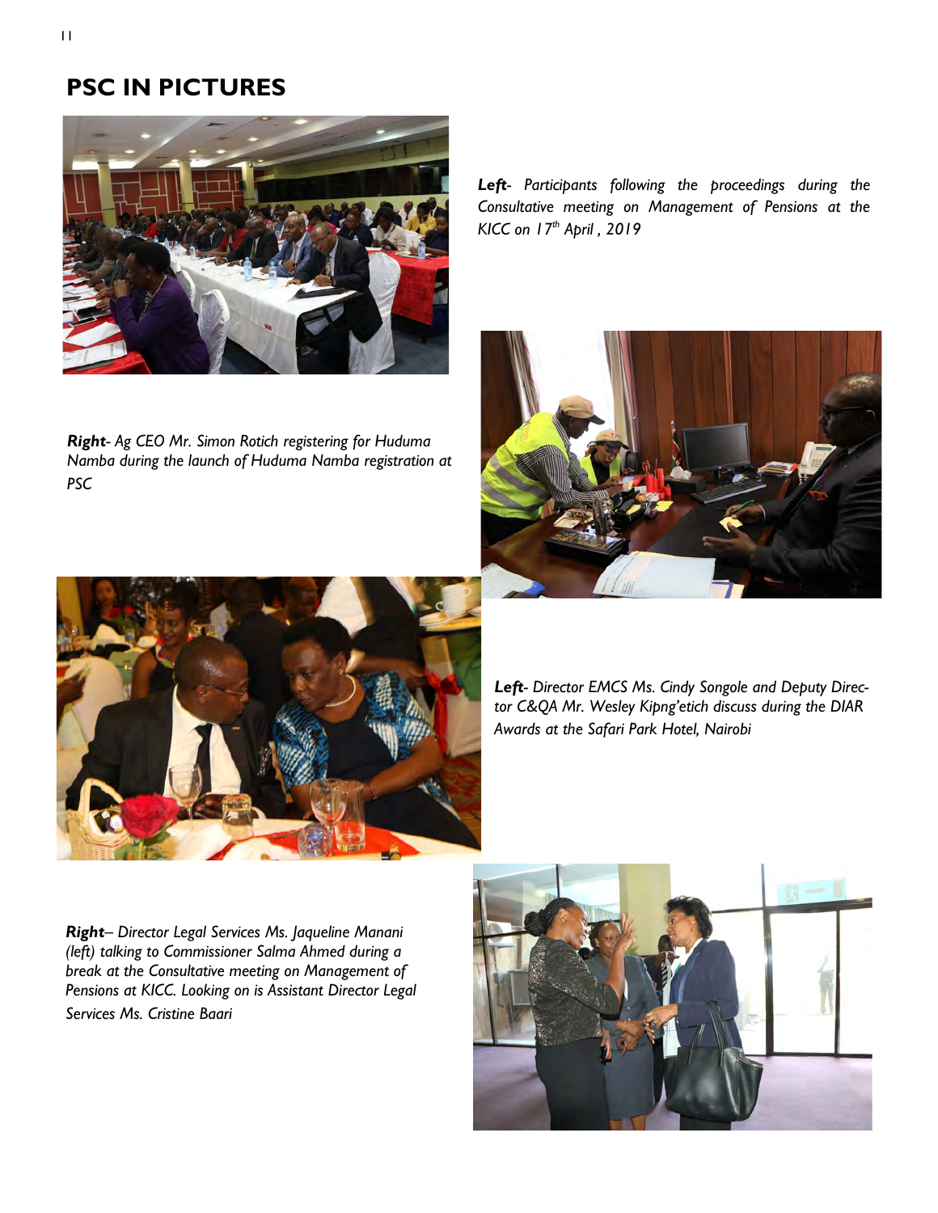# PSC IN PICTURES

***Left***- *Participants following the proceedings during the Consultative meeting on Management of Pensions at the KICC on 17th April , 2019*

***Right***- *Ag CEO Mr. Simon Rotich registering for Huduma Namba during the launch of Huduma Namba registration at PSC*

***Left***- *Director EMCS Ms. Cindy Songole and Deputy Director C&QA Mr. Wesley Kipng'etich discuss during the DIAR Awards at the Safari Park Hotel, Nairobi*

***Right***– *Director Legal Services Ms. Jaqueline Manani (left) talking to Commissioner Salma Ahmed during a break at the Consultative meeting on Management of Pensions at KICC. Looking on is Assistant Director Legal Services Ms. Cristine Baari*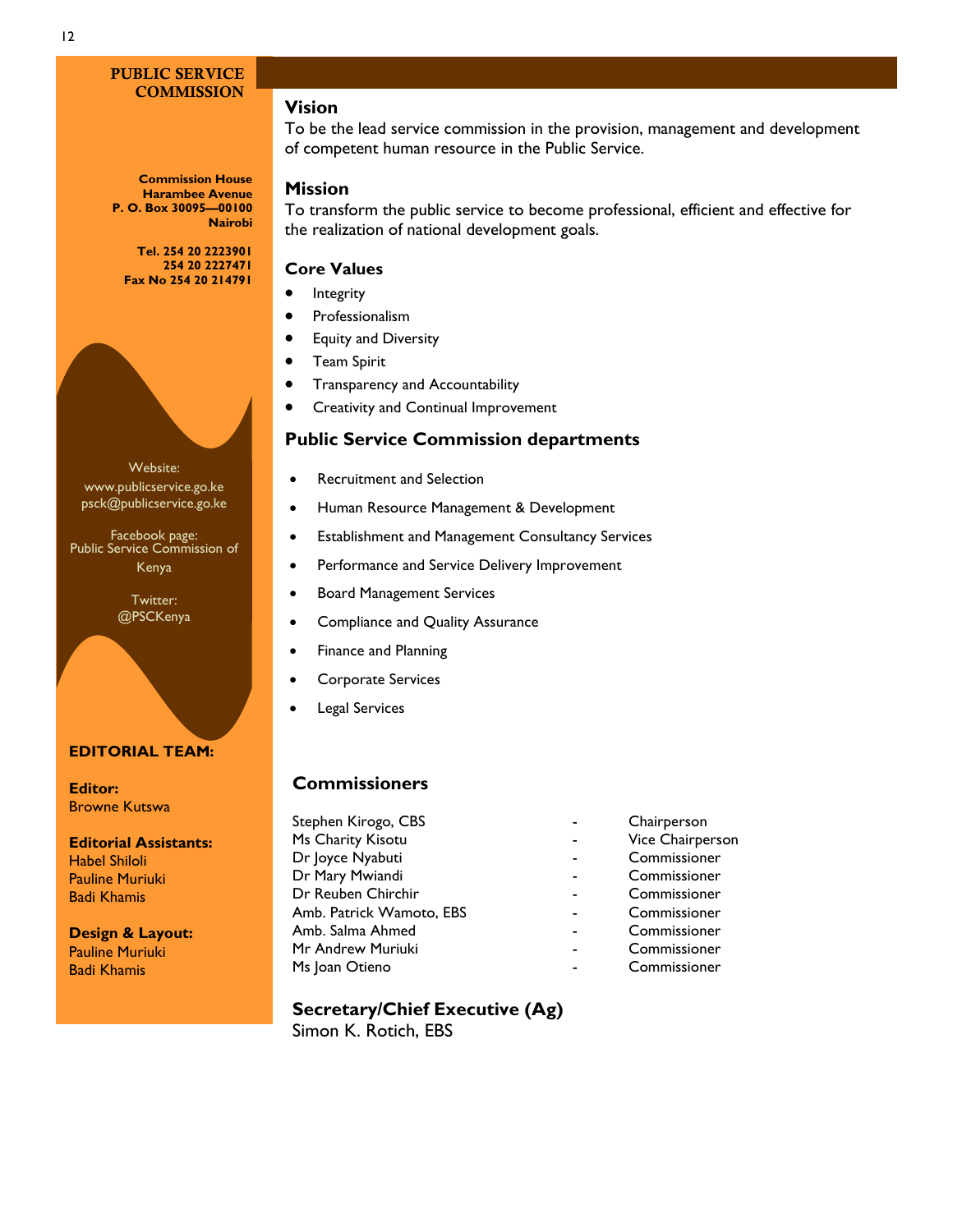**PUBLIC SERVICE COMMISSION**

**Commission House**
**Harambee Avenue**
**P. O. Box 30095—00100**
**Nairobi**

**Tel. 254 20 2223901**
**254 20 2227471**
**Fax No 254 20 214791**

Website:
www.publicservice.go.ke
psck@publicservice.go.ke

Facebook page:
Public Service Commission of Kenya

Twitter:
@PSCKenya

**EDITORIAL TEAM:**

**Editor:**
Browne Kutswa

**Editorial Assistants:**
Habel Shiloli
Pauline Muriuki
Badi Khamis

**Design & Layout:**
Pauline Muriuki
Badi Khamis

## Vision

To be the lead service commission in the provision, management and development of competent human resource in the Public Service.

## Mission

To transform the public service to become professional, efficient and effective for the realization of national development goals.

## Core Values

- Integrity
- Professionalism
- Equity and Diversity
- Team Spirit
- Transparency and Accountability
- Creativity and Continual Improvement

## Public Service Commission departments

- Recruitment and Selection
- Human Resource Management & Development
- Establishment and Management Consultancy Services
- Performance and Service Delivery Improvement
- Board Management Services
- Compliance and Quality Assurance
- Finance and Planning
- Corporate Services
- Legal Services

## Commissioners

| | | |
|---|---|---|
| Stephen Kirogo, CBS | - | Chairperson |
| Ms Charity Kisotu | - | Vice Chairperson |
| Dr Joyce Nyabuti | - | Commissioner |
| Dr Mary Mwiandi | - | Commissioner |
| Dr Reuben Chirchir | - | Commissioner |
| Amb. Patrick Wamoto, EBS | - | Commissioner |
| Amb. Salma Ahmed | - | Commissioner |
| Mr Andrew Muriuki | - | Commissioner |
| Ms Joan Otieno | - | Commissioner |

## Secretary/Chief Executive (Ag)

Simon K. Rotich, EBS